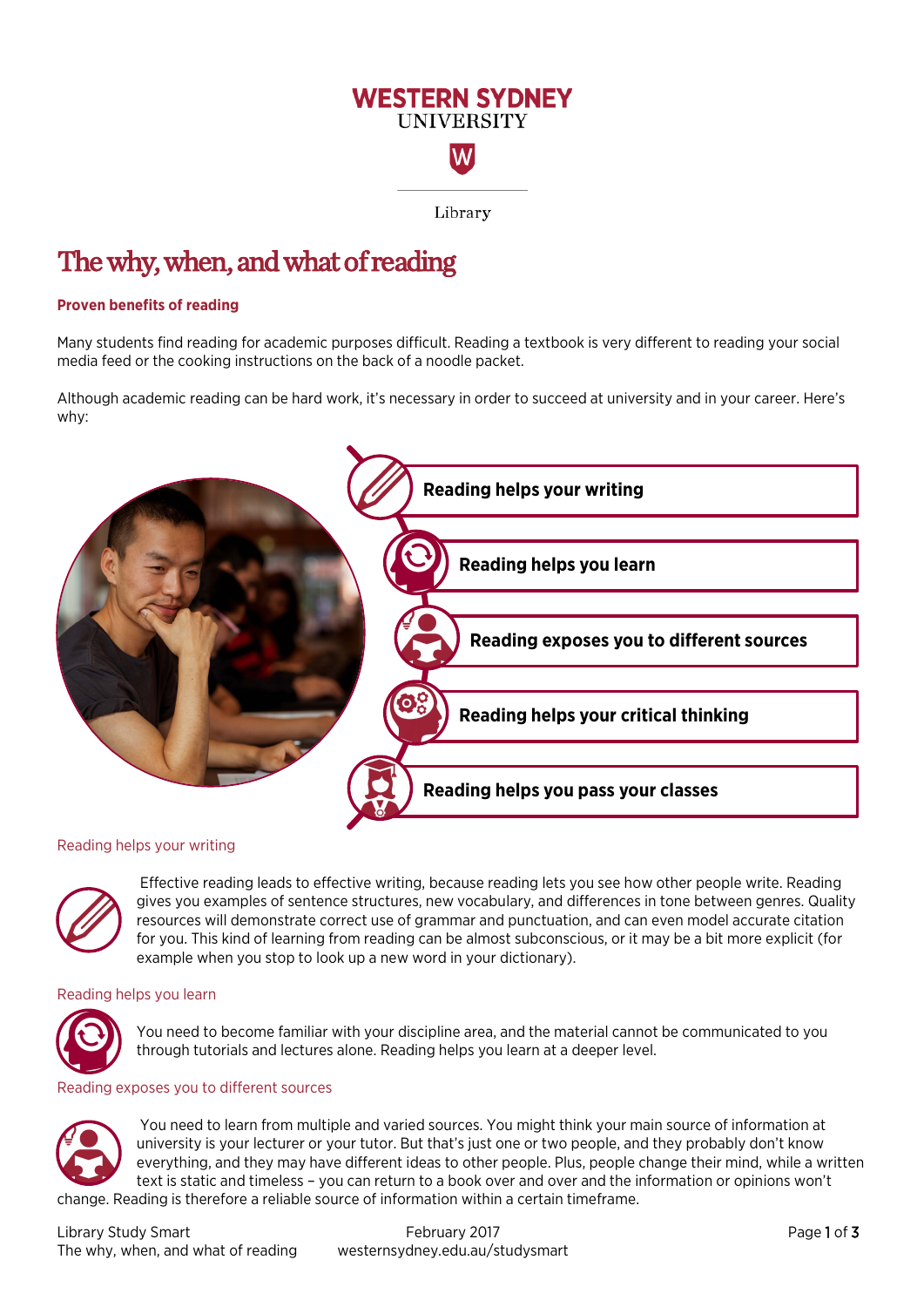WESTERN SYDNEY UNIVERSITY

Library

# The why, when, and what of reading

## Proven benefits of reading

Many students find reading for academic purposes difficult. Reading a textbook is very different to reading your social media feed or the cooking instructions on the back of a noodle packet.

Although academic reading can be hard work, it's necessary in order to succeed at university and in your career. Here's why:

- **Reading helps your writing**
- **Reading helps you learn**
- **Reading exposes you to different sources**
- **Reading helps your critical thinking**
- **Reading helps you pass your classes**

### Reading helps your writing

Effective reading leads to effective writing, because reading lets you see how other people write. Reading gives you examples of sentence structures, new vocabulary, and differences in tone between genres. Quality resources will demonstrate correct use of grammar and punctuation, and can even model accurate citation for you. This kind of learning from reading can be almost subconscious, or it may be a bit more explicit (for example when you stop to look up a new word in your dictionary).

### Reading helps you learn

You need to become familiar with your discipline area, and the material cannot be communicated to you through tutorials and lectures alone. Reading helps you learn at a deeper level.

### Reading exposes you to different sources

You need to learn from multiple and varied sources. You might think your main source of information at university is your lecturer or your tutor. But that's just one or two people, and they probably don't know everything, and they may have different ideas to other people. Plus, people change their mind, while a written text is static and timeless – you can return to a book over and over and the information or opinions won't change. Reading is therefore a reliable source of information within a certain timeframe.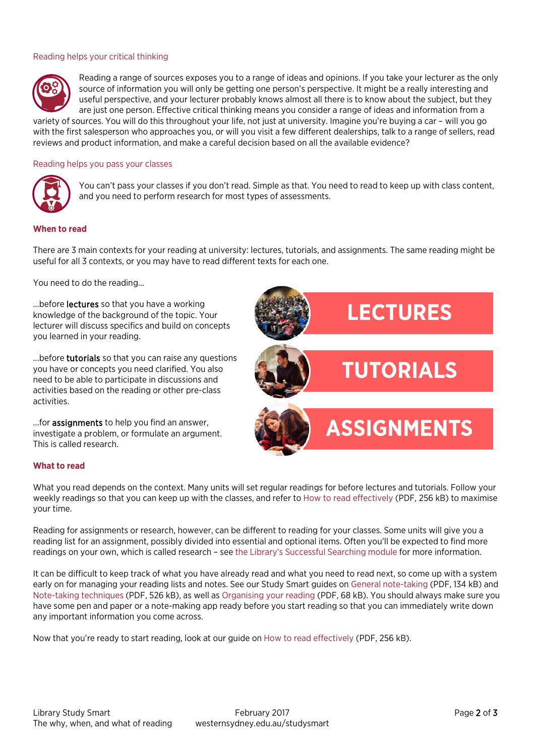### Reading helps your critical thinking

Reading a range of sources exposes you to a range of ideas and opinions. If you take your lecturer as the only source of information you will only be getting one person's perspective. It might be a really interesting and useful perspective, and your lecturer probably knows almost all there is to know about the subject, but they are just one person. Effective critical thinking means you consider a range of ideas and information from a variety of sources. You will do this throughout your life, not just at university. Imagine you're buying a car – will you go with the first salesperson who approaches you, or will you visit a few different dealerships, talk to a range of sellers, read reviews and product information, and make a careful decision based on all the available evidence?

### Reading helps you pass your classes

You can't pass your classes if you don't read. Simple as that. You need to read to keep up with class content, and you need to perform research for most types of assessments.

## When to read

There are 3 main contexts for your reading at university: lectures, tutorials, and assignments. The same reading might be useful for all 3 contexts, or you may have to read different texts for each one.

You need to do the reading...

...before **lectures** so that you have a working knowledge of the background of the topic. Your lecturer will discuss specifics and build on concepts you learned in your reading.

...before **tutorials** so that you can raise any questions you have or concepts you need clarified. You also need to be able to participate in discussions and activities based on the reading or other pre-class activities.

...for **assignments** to help you find an answer, investigate a problem, or formulate an argument. This is called research.

LECTURES

TUTORIALS

ASSIGNMENTS

## What to read

What you read depends on the context. Many units will set regular readings for before lectures and tutorials. Follow your weekly readings so that you can keep up with the classes, and refer to How to read effectively (PDF, 256 kB) to maximise your time.

Reading for assignments or research, however, can be different to reading for your classes. Some units will give you a reading list for an assignment, possibly divided into essential and optional items. Often you'll be expected to find more readings on your own, which is called research – see the Library's Successful Searching module for more information.

It can be difficult to keep track of what you have already read and what you need to read next, so come up with a system early on for managing your reading lists and notes. See our Study Smart guides on General note-taking (PDF, 134 kB) and Note-taking techniques (PDF, 526 kB), as well as Organising your reading (PDF, 68 kB). You should always make sure you have some pen and paper or a note-making app ready before you start reading so that you can immediately write down any important information you come across.

Now that you're ready to start reading, look at our guide on How to read effectively (PDF, 256 kB).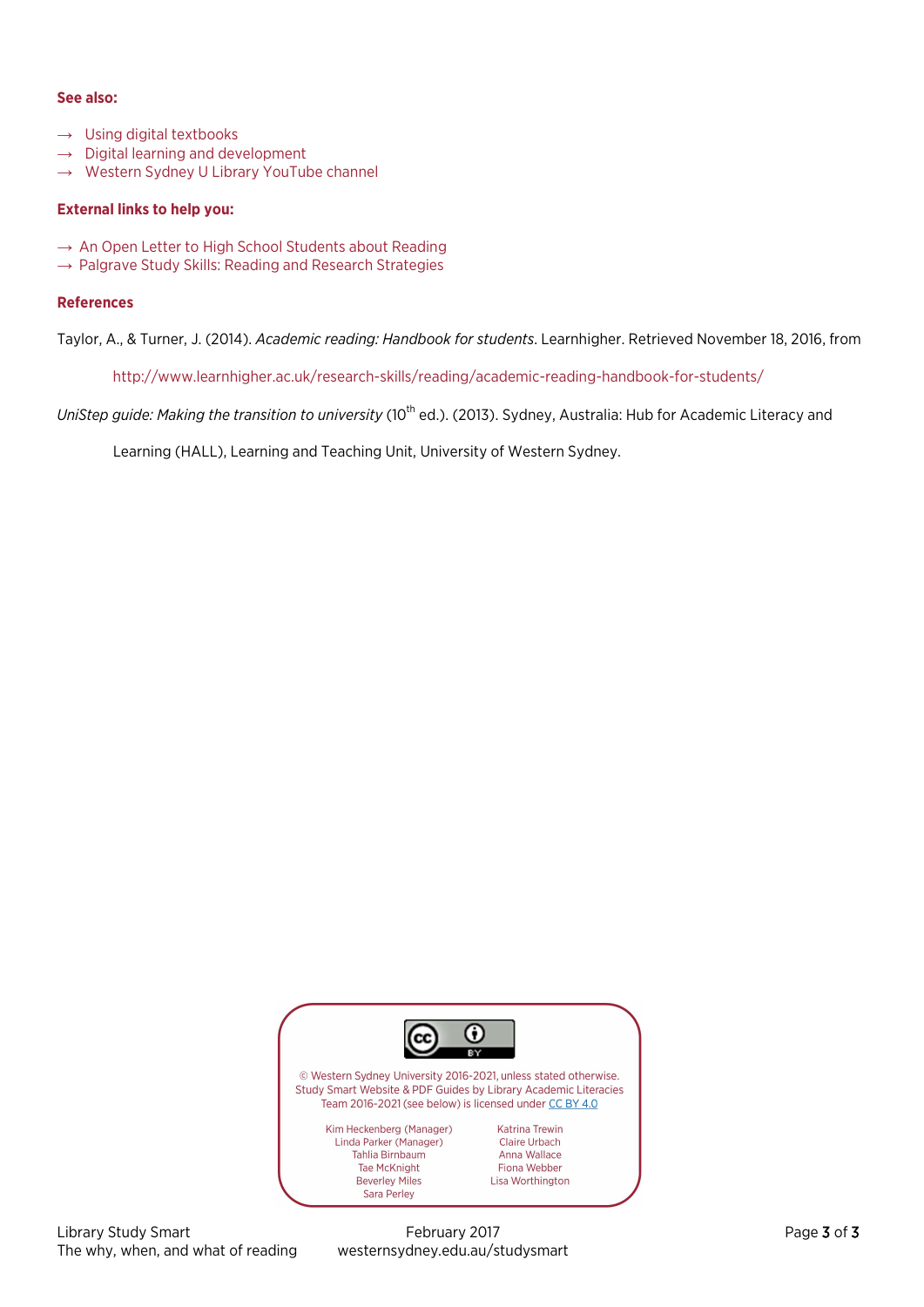**See also:**

- → Using digital textbooks
- → Digital learning and development
- → Western Sydney U Library YouTube channel

**External links to help you:**

- → An Open Letter to High School Students about Reading
- → Palgrave Study Skills: Reading and Research Strategies

**References**

Taylor, A., & Turner, J. (2014). *Academic reading: Handbook for students*. Learnhigher. Retrieved November 18, 2016, from http://www.learnhigher.ac.uk/research-skills/reading/academic-reading-handbook-for-students/

*UniStep guide: Making the transition to university* (10th ed.). (2013). Sydney, Australia: Hub for Academic Literacy and Learning (HALL), Learning and Teaching Unit, University of Western Sydney.

© Western Sydney University 2016-2021, unless stated otherwise.
Study Smart Website & PDF Guides by Library Academic Literacies Team 2016-2021 (see below) is licensed under CC BY 4.0

Kim Heckenberg (Manager)
Linda Parker (Manager)
Tahlia Birnbaum
Tae McKnight
Beverley Miles
Sara Perley
Katrina Trewin
Claire Urbach
Anna Wallace
Fiona Webber
Lisa Worthington